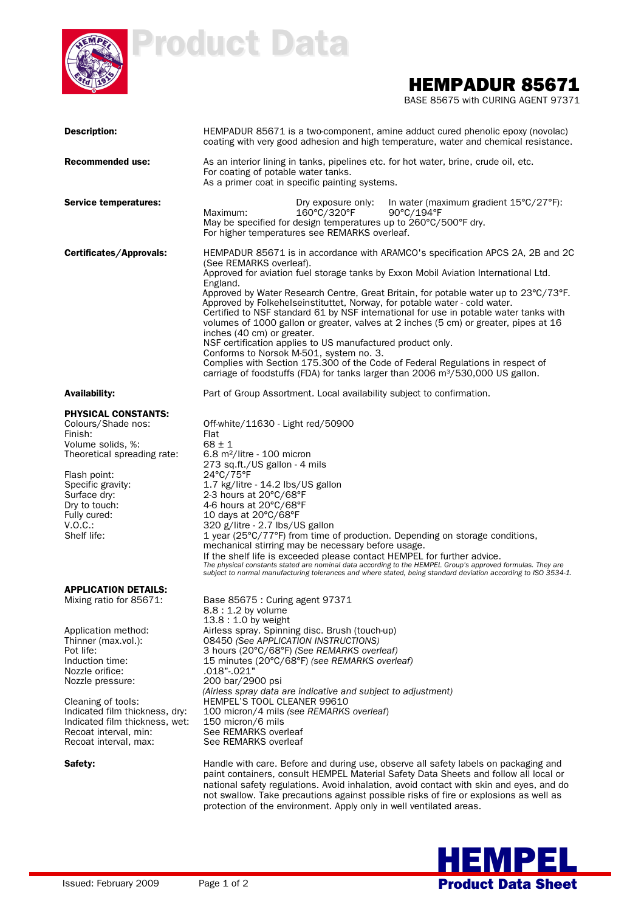# Product Data

## HEMPADUR 85671

BASE 85675 with CURING AGENT 97371

**Description:** HEMPADUR 85671 is a two-component, amine adduct cured phenolic epoxy (novolac) coating with very good adhesion and high temperature, water and chemical resistance.

**Recommended use:** As an interior lining in tanks, pipelines etc. for hot water, brine, crude oil, etc.
For coating of potable water tanks.
As a primer coat in specific painting systems.

**Service temperatures:**

| | Dry exposure only: | In water (maximum gradient 15°C/27°F): |
|---|---|---|
| Maximum: | 160°C/320°F | 90°C/194°F |

May be specified for design temperatures up to 260°C/500°F dry.
For higher temperatures see REMARKS overleaf.

**Certificates/Approvals:** HEMPADUR 85671 is in accordance with ARAMCO's specification APCS 2A, 2B and 2C (See REMARKS overleaf).
Approved for aviation fuel storage tanks by Exxon Mobil Aviation International Ltd. England.
Approved by Water Research Centre, Great Britain, for potable water up to 23°C/73°F.
Approved by Folkehelseinstituttet, Norway, for potable water - cold water.
Certified to NSF standard 61 by NSF international for use in potable water tanks with volumes of 1000 gallon or greater, valves at 2 inches (5 cm) or greater, pipes at 16 inches (40 cm) or greater.
NSF certification applies to US manufactured product only.
Conforms to Norsok M-501, system no. 3.
Complies with Section 175.300 of the Code of Federal Regulations in respect of carriage of foodstuffs (FDA) for tanks larger than 2006 m³/530,000 US gallon.

**Availability:** Part of Group Assortment. Local availability subject to confirmation.

**PHYSICAL CONSTANTS:**

Colours/Shade nos: Off-white/11630 - Light red/50900
Finish: Flat
Volume solids, %: 68 ± 1
Theoretical spreading rate: 6.8 m²/litre - 100 micron
273 sq.ft./US gallon - 4 mils
Flash point: 24°C/75°F
Specific gravity: 1.7 kg/litre - 14.2 lbs/US gallon
Surface dry: 2-3 hours at 20°C/68°F
Dry to touch: 4-6 hours at 20°C/68°F
Fully cured: 10 days at 20°C/68°F
V.O.C.: 320 g/litre - 2.7 lbs/US gallon
Shelf life: 1 year (25°C/77°F) from time of production. Depending on storage conditions, mechanical stirring may be necessary before usage.
If the shelf life is exceeded please contact HEMPEL for further advice.

*The physical constants stated are nominal data according to the HEMPEL Group's approved formulas. They are subject to normal manufacturing tolerances and where stated, being standard deviation according to ISO 3534-1.*

**APPLICATION DETAILS:**

Mixing ratio for 85671: Base 85675 : Curing agent 97371
8.8 : 1.2 by volume
13.8 : 1.0 by weight
Application method: Airless spray. Spinning disc. Brush (touch-up)
Thinner (max.vol.): 08450 *(See APPLICATION INSTRUCTIONS)*
Pot life: 3 hours (20°C/68°F) *(See REMARKS overleaf)*
Induction time: 15 minutes (20°C/68°F) *(see REMARKS overleaf)*
Nozzle orifice: .018"-.021"
Nozzle pressure: 200 bar/2900 psi
*(Airless spray data are indicative and subject to adjustment)*
Cleaning of tools: HEMPEL'S TOOL CLEANER 99610
Indicated film thickness, dry: 100 micron/4 mils *(see REMARKS overleaf)*
Indicated film thickness, wet: 150 micron/6 mils
Recoat interval, min: See REMARKS overleaf
Recoat interval, max: See REMARKS overleaf

**Safety:** Handle with care. Before and during use, observe all safety labels on packaging and paint containers, consult HEMPEL Material Safety Data Sheets and follow all local or national safety regulations. Avoid inhalation, avoid contact with skin and eyes, and do not swallow. Take precautions against possible risks of fire or explosions as well as protection of the environment. Apply only in well ventilated areas.

Issued: February 2009

**HEMPEL Product Data Sheet**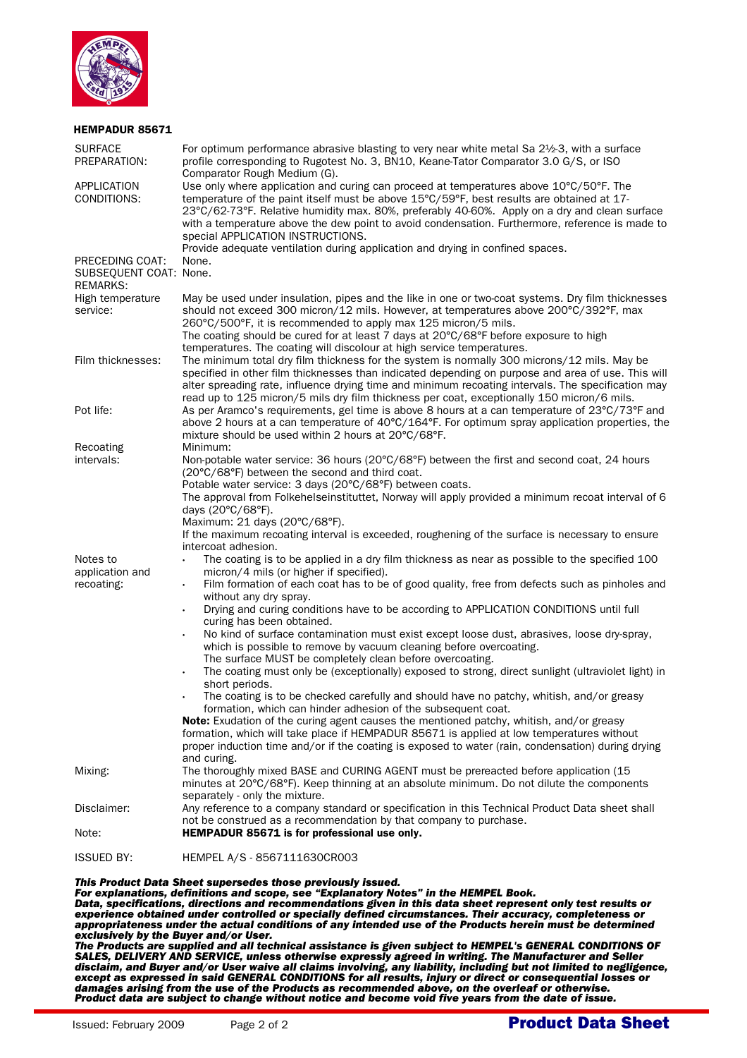# HEMPADUR 85671

| | |
|---|---|
| SURFACE PREPARATION: | For optimum performance abrasive blasting to very near white metal Sa 2½-3, with a surface profile corresponding to Rugotest No. 3, BN10, Keane-Tator Comparator 3.0 G/S, or ISO Comparator Rough Medium (G). |
| APPLICATION CONDITIONS: | Use only where application and curing can proceed at temperatures above 10°C/50°F. The temperature of the paint itself must be above 15°C/59°F, best results are obtained at 17-23°C/62-73°F. Relative humidity max. 80%, preferably 40-60%. Apply on a dry and clean surface with a temperature above the dew point to avoid condensation. Furthermore, reference is made to special APPLICATION INSTRUCTIONS.<br>Provide adequate ventilation during application and drying in confined spaces. |
| PRECEDING COAT: | None. |
| SUBSEQUENT COAT: | None. |
| REMARKS: | |
| High temperature service: | May be used under insulation, pipes and the like in one or two-coat systems. Dry film thicknesses should not exceed 300 micron/12 mils. However, at temperatures above 200°C/392°F, max 260°C/500°F, it is recommended to apply max 125 micron/5 mils.<br>The coating should be cured for at least 7 days at 20°C/68°F before exposure to high temperatures. The coating will discolour at high service temperatures. |
| Film thicknesses: | The minimum total dry film thickness for the system is normally 300 microns/12 mils. May be specified in other film thicknesses than indicated depending on purpose and area of use. This will alter spreading rate, influence drying time and minimum recoating intervals. The specification may read up to 125 micron/5 mils dry film thickness per coat, exceptionally 150 micron/6 mils. |
| Pot life: | As per Aramco's requirements, gel time is above 8 hours at a can temperature of 23°C/73°F and above 2 hours at a can temperature of 40°C/164°F. For optimum spray application properties, the mixture should be used within 2 hours at 20°C/68°F. |
| Recoating intervals: | Minimum:<br>Non-potable water service: 36 hours (20°C/68°F) between the first and second coat, 24 hours (20°C/68°F) between the second and third coat.<br>Potable water service: 3 days (20°C/68°F) between coats.<br>The approval from Folkehelseinstituttet, Norway will apply provided a minimum recoat interval of 6 days (20°C/68°F).<br>Maximum: 21 days (20°C/68°F).<br>If the maximum recoating interval is exceeded, roughening of the surface is necessary to ensure intercoat adhesion. |
| Notes to application and recoating: | • The coating is to be applied in a dry film thickness as near as possible to the specified 100 micron/4 mils (or higher if specified).<br>• Film formation of each coat has to be of good quality, free from defects such as pinholes and without any dry spray.<br>• Drying and curing conditions have to be according to APPLICATION CONDITIONS until full curing has been obtained.<br>• No kind of surface contamination must exist except loose dust, abrasives, loose dry-spray, which is possible to remove by vacuum cleaning before overcoating. The surface MUST be completely clean before overcoating.<br>• The coating must only be (exceptionally) exposed to strong, direct sunlight (ultraviolet light) in short periods.<br>• The coating is to be checked carefully and should have no patchy, whitish, and/or greasy formation, which can hinder adhesion of the subsequent coat.<br>**Note:** Exudation of the curing agent causes the mentioned patchy, whitish, and/or greasy formation, which will take place if HEMPADUR 85671 is applied at low temperatures without proper induction time and/or if the coating is exposed to water (rain, condensation) during drying and curing. |
| Mixing: | The thoroughly mixed BASE and CURING AGENT must be prereacted before application (15 minutes at 20°C/68°F). Keep thinning at an absolute minimum. Do not dilute the components separately - only the mixture. |
| Disclaimer: | Any reference to a company standard or specification in this Technical Product Data sheet shall not be construed as a recommendation by that company to purchase. |
| Note: | **HEMPADUR 85671 is for professional use only.** |
| ISSUED BY: | HEMPEL A/S - 8567111630CR003 |

***This Product Data Sheet supersedes those previously issued.***
***For explanations, definitions and scope, see "Explanatory Notes" in the HEMPEL Book.***
***Data, specifications, directions and recommendations given in this data sheet represent only test results or experience obtained under controlled or specially defined circumstances. Their accuracy, completeness or appropriateness under the actual conditions of any intended use of the Products herein must be determined exclusively by the Buyer and/or User.***
***The Products are supplied and all technical assistance is given subject to HEMPEL's GENERAL CONDITIONS OF SALES, DELIVERY AND SERVICE, unless otherwise expressly agreed in writing. The Manufacturer and Seller disclaim, and Buyer and/or User waive all claims involving, any liability, including but not limited to negligence, except as expressed in said GENERAL CONDITIONS for all results, injury or direct or consequential losses or damages arising from the use of the Products as recommended above, on the overleaf or otherwise.***
***Product data are subject to change without notice and become void five years from the date of issue.***

Issued: February 2009

**Product Data Sheet**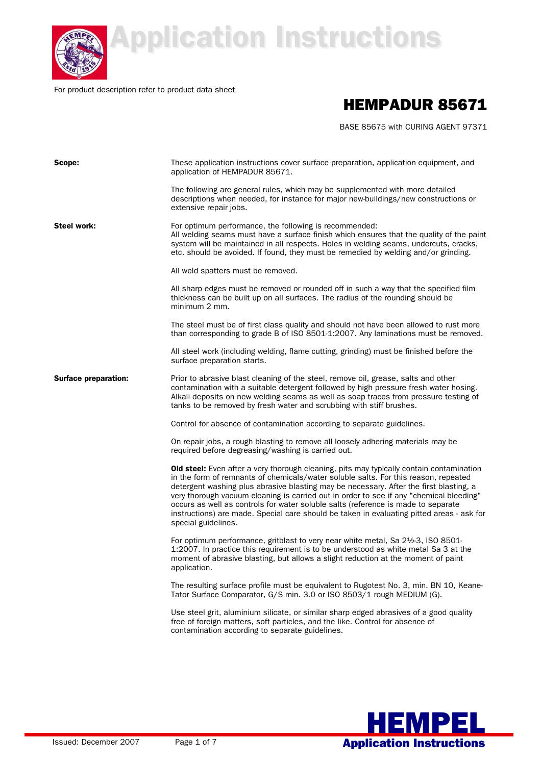# Application Instructions

For product description refer to product data sheet

## HEMPADUR 85671

BASE 85675 with CURING AGENT 97371

**Scope:**

These application instructions cover surface preparation, application equipment, and application of HEMPADUR 85671.

The following are general rules, which may be supplemented with more detailed descriptions when needed, for instance for major new-buildings/new constructions or extensive repair jobs.

**Steel work:**

For optimum performance, the following is recommended:
All welding seams must have a surface finish which ensures that the quality of the paint system will be maintained in all respects. Holes in welding seams, undercuts, cracks, etc. should be avoided. If found, they must be remedied by welding and/or grinding.

All weld spatters must be removed.

All sharp edges must be removed or rounded off in such a way that the specified film thickness can be built up on all surfaces. The radius of the rounding should be minimum 2 mm.

The steel must be of first class quality and should not have been allowed to rust more than corresponding to grade B of ISO 8501-1:2007. Any laminations must be removed.

All steel work (including welding, flame cutting, grinding) must be finished before the surface preparation starts.

**Surface preparation:**

Prior to abrasive blast cleaning of the steel, remove oil, grease, salts and other contamination with a suitable detergent followed by high pressure fresh water hosing. Alkali deposits on new welding seams as well as soap traces from pressure testing of tanks to be removed by fresh water and scrubbing with stiff brushes.

Control for absence of contamination according to separate guidelines.

On repair jobs, a rough blasting to remove all loosely adhering materials may be required before degreasing/washing is carried out.

**Old steel:** Even after a very thorough cleaning, pits may typically contain contamination in the form of remnants of chemicals/water soluble salts. For this reason, repeated detergent washing plus abrasive blasting may be necessary. After the first blasting, a very thorough vacuum cleaning is carried out in order to see if any "chemical bleeding" occurs as well as controls for water soluble salts (reference is made to separate instructions) are made. Special care should be taken in evaluating pitted areas - ask for special guidelines.

For optimum performance, gritblast to very near white metal, Sa 2½-3, ISO 8501-1:2007. In practice this requirement is to be understood as white metal Sa 3 at the moment of abrasive blasting, but allows a slight reduction at the moment of paint application.

The resulting surface profile must be equivalent to Rugotest No. 3, min. BN 10, Keane-Tator Surface Comparator, G/S min. 3.0 or ISO 8503/1 rough MEDIUM (G).

Use steel grit, aluminium silicate, or similar sharp edged abrasives of a good quality free of foreign matters, soft particles, and the like. Control for absence of contamination according to separate guidelines.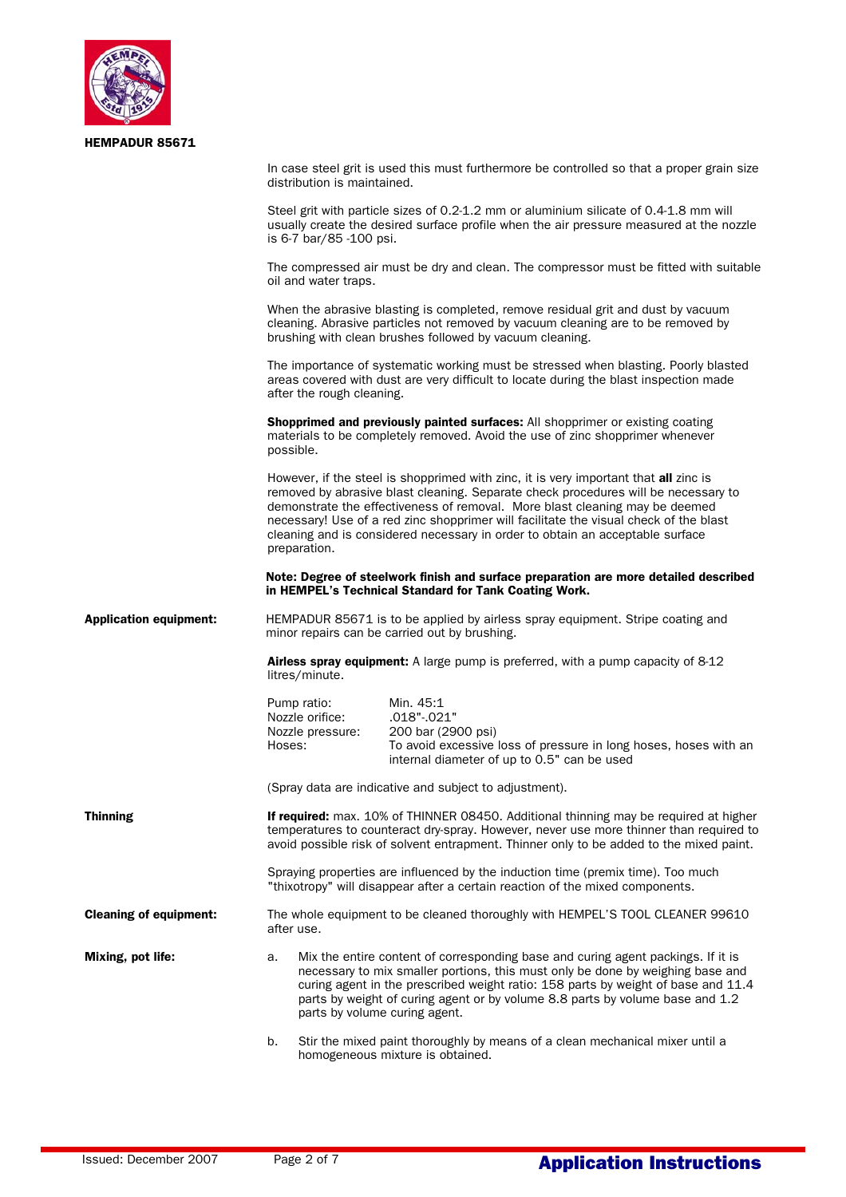In case steel grit is used this must furthermore be controlled so that a proper grain size distribution is maintained.

Steel grit with particle sizes of 0.2-1.2 mm or aluminium silicate of 0.4-1.8 mm will usually create the desired surface profile when the air pressure measured at the nozzle is 6-7 bar/85 -100 psi.

The compressed air must be dry and clean. The compressor must be fitted with suitable oil and water traps.

When the abrasive blasting is completed, remove residual grit and dust by vacuum cleaning. Abrasive particles not removed by vacuum cleaning are to be removed by brushing with clean brushes followed by vacuum cleaning.

The importance of systematic working must be stressed when blasting. Poorly blasted areas covered with dust are very difficult to locate during the blast inspection made after the rough cleaning.

**Shopprimed and previously painted surfaces:** All shopprimer or existing coating materials to be completely removed. Avoid the use of zinc shopprimer whenever possible.

However, if the steel is shopprimed with zinc, it is very important that **all** zinc is removed by abrasive blast cleaning. Separate check procedures will be necessary to demonstrate the effectiveness of removal. More blast cleaning may be deemed necessary! Use of a red zinc shopprimer will facilitate the visual check of the blast cleaning and is considered necessary in order to obtain an acceptable surface preparation.

**Note: Degree of steelwork finish and surface preparation are more detailed described in HEMPEL's Technical Standard for Tank Coating Work.**

**Application equipment:**

HEMPADUR 85671 is to be applied by airless spray equipment. Stripe coating and minor repairs can be carried out by brushing.

**Airless spray equipment:** A large pump is preferred, with a pump capacity of 8-12 litres/minute.

| | |
|---|---|
| Pump ratio: | Min. 45:1 |
| Nozzle orifice: | .018"-.021" |
| Nozzle pressure: | 200 bar (2900 psi) |
| Hoses: | To avoid excessive loss of pressure in long hoses, hoses with an internal diameter of up to 0.5" can be used |

(Spray data are indicative and subject to adjustment).

**Thinning**

**If required:** max. 10% of THINNER 08450. Additional thinning may be required at higher temperatures to counteract dry-spray. However, never use more thinner than required to avoid possible risk of solvent entrapment. Thinner only to be added to the mixed paint.

Spraying properties are influenced by the induction time (premix time). Too much "thixotropy" will disappear after a certain reaction of the mixed components.

**Cleaning of equipment:**

The whole equipment to be cleaned thoroughly with HEMPEL'S TOOL CLEANER 99610 after use.

**Mixing, pot life:**

a. Mix the entire content of corresponding base and curing agent packings. If it is necessary to mix smaller portions, this must only be done by weighing base and curing agent in the prescribed weight ratio: 158 parts by weight of base and 11.4 parts by weight of curing agent or by volume 8.8 parts by volume base and 1.2 parts by volume curing agent.

b. Stir the mixed paint thoroughly by means of a clean mechanical mixer until a homogeneous mixture is obtained.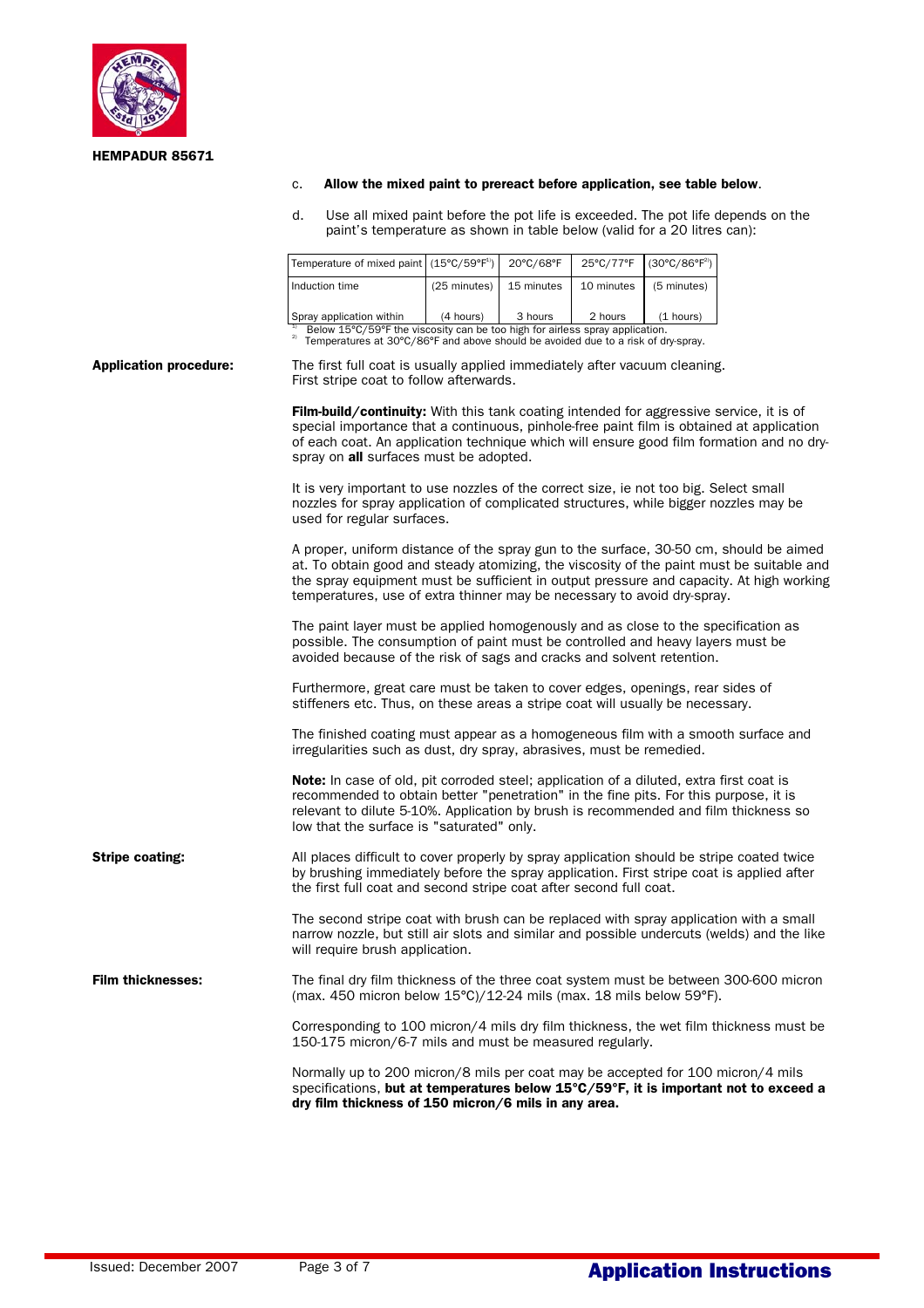HEMPADUR 85671

c. **Allow the mixed paint to prereact before application, see table below**.

d. Use all mixed paint before the pot life is exceeded. The pot life depends on the paint's temperature as shown in table below (valid for a 20 litres can):

| Temperature of mixed paint | (15°C/59°F[1]) | 20°C/68°F | 25°C/77°F | (30°C/86°F[2]) |
|---|---|---|---|---|
| Induction time | (25 minutes) | 15 minutes | 10 minutes | (5 minutes) |
| Spray application within | (4 hours) | 3 hours | 2 hours | (1 hours) |

[1] Below 15°C/59°F the viscosity can be too high for airless spray application.
[2] Temperatures at 30°C/86°F and above should be avoided due to a risk of dry-spray.

**Application procedure:**

The first full coat is usually applied immediately after vacuum cleaning. First stripe coat to follow afterwards.

**Film-build/continuity:** With this tank coating intended for aggressive service, it is of special importance that a continuous, pinhole-free paint film is obtained at application of each coat. An application technique which will ensure good film formation and no dry-spray on **all** surfaces must be adopted.

It is very important to use nozzles of the correct size, ie not too big. Select small nozzles for spray application of complicated structures, while bigger nozzles may be used for regular surfaces.

A proper, uniform distance of the spray gun to the surface, 30-50 cm, should be aimed at. To obtain good and steady atomizing, the viscosity of the paint must be suitable and the spray equipment must be sufficient in output pressure and capacity. At high working temperatures, use of extra thinner may be necessary to avoid dry-spray.

The paint layer must be applied homogenously and as close to the specification as possible. The consumption of paint must be controlled and heavy layers must be avoided because of the risk of sags and cracks and solvent retention.

Furthermore, great care must be taken to cover edges, openings, rear sides of stiffeners etc. Thus, on these areas a stripe coat will usually be necessary.

The finished coating must appear as a homogeneous film with a smooth surface and irregularities such as dust, dry spray, abrasives, must be remedied.

**Note:** In case of old, pit corroded steel; application of a diluted, extra first coat is recommended to obtain better "penetration" in the fine pits. For this purpose, it is relevant to dilute 5-10%. Application by brush is recommended and film thickness so low that the surface is "saturated" only.

**Stripe coating:**

All places difficult to cover properly by spray application should be stripe coated twice by brushing immediately before the spray application. First stripe coat is applied after the first full coat and second stripe coat after second full coat.

The second stripe coat with brush can be replaced with spray application with a small narrow nozzle, but still air slots and similar and possible undercuts (welds) and the like will require brush application.

**Film thicknesses:**

The final dry film thickness of the three coat system must be between 300-600 micron (max. 450 micron below 15°C)/12-24 mils (max. 18 mils below 59°F).

Corresponding to 100 micron/4 mils dry film thickness, the wet film thickness must be 150-175 micron/6-7 mils and must be measured regularly.

Normally up to 200 micron/8 mils per coat may be accepted for 100 micron/4 mils specifications, **but at temperatures below 15°C/59°F, it is important not to exceed a dry film thickness of 150 micron/6 mils in any area.**

Issued: December 2007

**Application Instructions**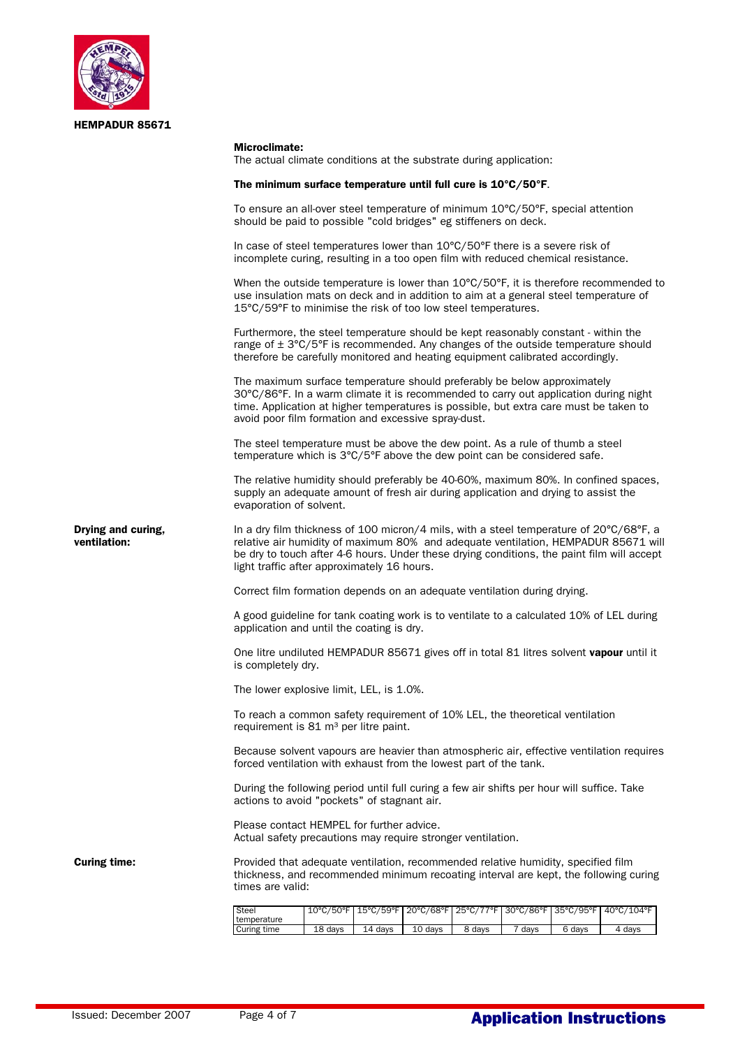**HEMPADUR 85671**

**Microclimate:**
The actual climate conditions at the substrate during application:

**The minimum surface temperature until full cure is 10°C/50°F**.

To ensure an all-over steel temperature of minimum 10°C/50°F, special attention should be paid to possible "cold bridges" eg stiffeners on deck.

In case of steel temperatures lower than 10°C/50°F there is a severe risk of incomplete curing, resulting in a too open film with reduced chemical resistance.

When the outside temperature is lower than 10°C/50°F, it is therefore recommended to use insulation mats on deck and in addition to aim at a general steel temperature of 15°C/59°F to minimise the risk of too low steel temperatures.

Furthermore, the steel temperature should be kept reasonably constant - within the range of ± 3°C/5°F is recommended. Any changes of the outside temperature should therefore be carefully monitored and heating equipment calibrated accordingly.

The maximum surface temperature should preferably be below approximately 30°C/86°F. In a warm climate it is recommended to carry out application during night time. Application at higher temperatures is possible, but extra care must be taken to avoid poor film formation and excessive spray-dust.

The steel temperature must be above the dew point. As a rule of thumb a steel temperature which is 3°C/5°F above the dew point can be considered safe.

The relative humidity should preferably be 40-60%, maximum 80%. In confined spaces, supply an adequate amount of fresh air during application and drying to assist the evaporation of solvent.

**Drying and curing, ventilation:**

In a dry film thickness of 100 micron/4 mils, with a steel temperature of 20°C/68°F, a relative air humidity of maximum 80% and adequate ventilation, HEMPADUR 85671 will be dry to touch after 4-6 hours. Under these drying conditions, the paint film will accept light traffic after approximately 16 hours.

Correct film formation depends on an adequate ventilation during drying.

A good guideline for tank coating work is to ventilate to a calculated 10% of LEL during application and until the coating is dry.

One litre undiluted HEMPADUR 85671 gives off in total 81 litres solvent **vapour** until it is completely dry.

The lower explosive limit, LEL, is 1.0%.

To reach a common safety requirement of 10% LEL, the theoretical ventilation requirement is 81 m³ per litre paint.

Because solvent vapours are heavier than atmospheric air, effective ventilation requires forced ventilation with exhaust from the lowest part of the tank.

During the following period until full curing a few air shifts per hour will suffice. Take actions to avoid "pockets" of stagnant air.

Please contact HEMPEL for further advice.
Actual safety precautions may require stronger ventilation.

**Curing time:**

Provided that adequate ventilation, recommended relative humidity, specified film thickness, and recommended minimum recoating interval are kept, the following curing times are valid:

| Steel temperature | 10°C/50°F | 15°C/59°F | 20°C/68°F | 25°C/77°F | 30°C/86°F | 35°C/95°F | 40°C/104°F |
|---|---|---|---|---|---|---|---|
| Curing time | 18 days | 14 days | 10 days | 8 days | 7 days | 6 days | 4 days |

Issued: December 2007

**Application Instructions**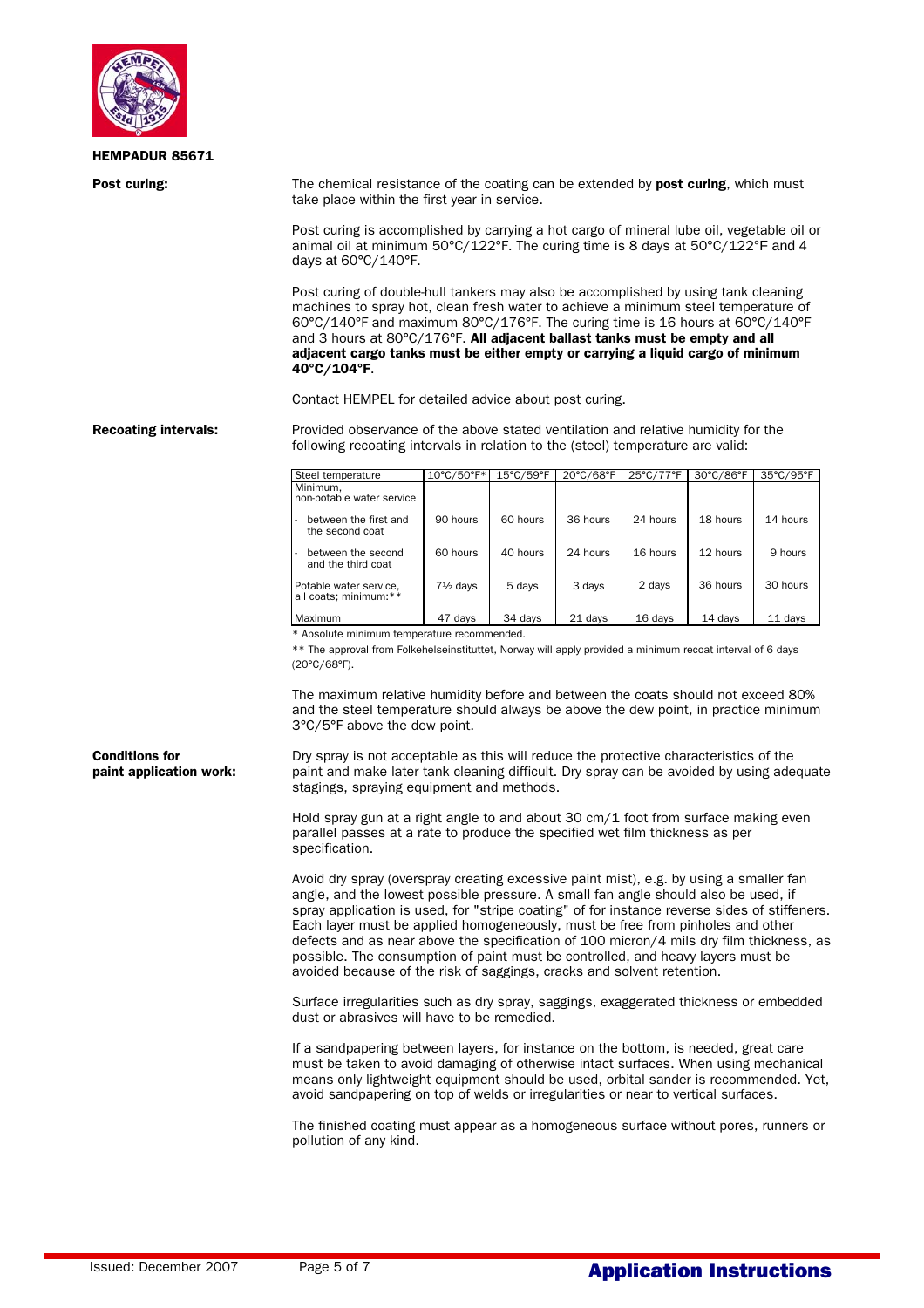**HEMPADUR 85671**

**Post curing:**

The chemical resistance of the coating can be extended by **post curing**, which must take place within the first year in service.

Post curing is accomplished by carrying a hot cargo of mineral lube oil, vegetable oil or animal oil at minimum 50°C/122°F. The curing time is 8 days at 50°C/122°F and 4 days at 60°C/140°F.

Post curing of double-hull tankers may also be accomplished by using tank cleaning machines to spray hot, clean fresh water to achieve a minimum steel temperature of 60°C/140°F and maximum 80°C/176°F. The curing time is 16 hours at 60°C/140°F and 3 hours at 80°C/176°F. **All adjacent ballast tanks must be empty and all adjacent cargo tanks must be either empty or carrying a liquid cargo of minimum 40°C/104°F**.

Contact HEMPEL for detailed advice about post curing.

**Recoating intervals:**

Provided observance of the above stated ventilation and relative humidity for the following recoating intervals in relation to the (steel) temperature are valid:

| Steel temperature | 10°C/50°F* | 15°C/59°F | 20°C/68°F | 25°C/77°F | 30°C/86°F | 35°C/95°F |
|---|---|---|---|---|---|---|
| Minimum, non-potable water service | | | | | | |
| - between the first and the second coat | 90 hours | 60 hours | 36 hours | 24 hours | 18 hours | 14 hours |
| - between the second and the third coat | 60 hours | 40 hours | 24 hours | 16 hours | 12 hours | 9 hours |
| Potable water service, all coats; minimum:** | 7½ days | 5 days | 3 days | 2 days | 36 hours | 30 hours |
| Maximum | 47 days | 34 days | 21 days | 16 days | 14 days | 11 days |

* Absolute minimum temperature recommended.

** The approval from Folkehelseinstituttet, Norway will apply provided a minimum recoat interval of 6 days (20°C/68°F).

The maximum relative humidity before and between the coats should not exceed 80% and the steel temperature should always be above the dew point, in practice minimum 3°C/5°F above the dew point.

**Conditions for paint application work:**

Dry spray is not acceptable as this will reduce the protective characteristics of the paint and make later tank cleaning difficult. Dry spray can be avoided by using adequate stagings, spraying equipment and methods.

Hold spray gun at a right angle to and about 30 cm/1 foot from surface making even parallel passes at a rate to produce the specified wet film thickness as per specification.

Avoid dry spray (overspray creating excessive paint mist), e.g. by using a smaller fan angle, and the lowest possible pressure. A small fan angle should also be used, if spray application is used, for "stripe coating" of for instance reverse sides of stiffeners. Each layer must be applied homogeneously, must be free from pinholes and other defects and as near above the specification of 100 micron/4 mils dry film thickness, as possible. The consumption of paint must be controlled, and heavy layers must be avoided because of the risk of saggings, cracks and solvent retention.

Surface irregularities such as dry spray, saggings, exaggerated thickness or embedded dust or abrasives will have to be remedied.

If a sandpapering between layers, for instance on the bottom, is needed, great care must be taken to avoid damaging of otherwise intact surfaces. When using mechanical means only lightweight equipment should be used, orbital sander is recommended. Yet, avoid sandpapering on top of welds or irregularities or near to vertical surfaces.

The finished coating must appear as a homogeneous surface without pores, runners or pollution of any kind.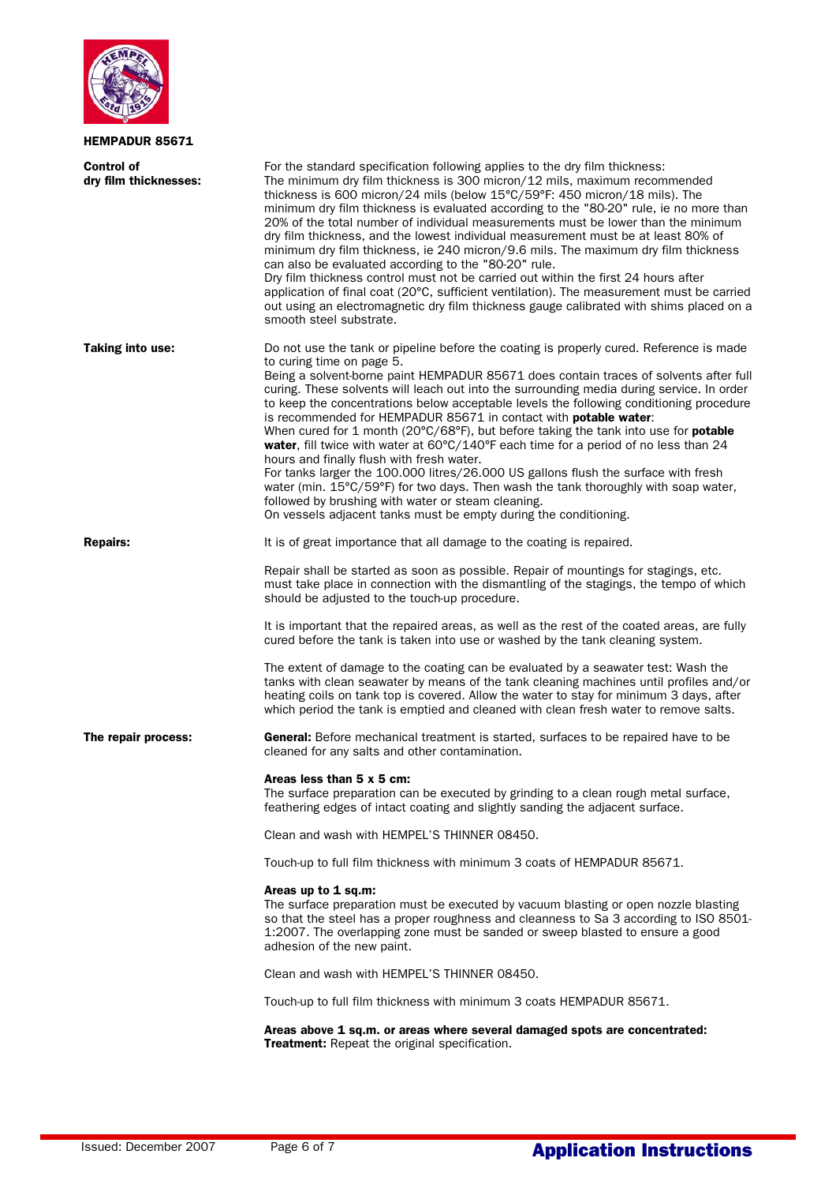**HEMPADUR 85671**

**Control of dry film thicknesses:**

For the standard specification following applies to the dry film thickness:
The minimum dry film thickness is 300 micron/12 mils, maximum recommended thickness is 600 micron/24 mils (below 15°C/59°F: 450 micron/18 mils). The minimum dry film thickness is evaluated according to the "80-20" rule, ie no more than 20% of the total number of individual measurements must be lower than the minimum dry film thickness, and the lowest individual measurement must be at least 80% of minimum dry film thickness, ie 240 micron/9.6 mils. The maximum dry film thickness can also be evaluated according to the "80-20" rule.
Dry film thickness control must not be carried out within the first 24 hours after application of final coat (20°C, sufficient ventilation). The measurement must be carried out using an electromagnetic dry film thickness gauge calibrated with shims placed on a smooth steel substrate.

**Taking into use:**

Do not use the tank or pipeline before the coating is properly cured. Reference is made to curing time on page 5.
Being a solvent-borne paint HEMPADUR 85671 does contain traces of solvents after full curing. These solvents will leach out into the surrounding media during service. In order to keep the concentrations below acceptable levels the following conditioning procedure is recommended for HEMPADUR 85671 in contact with **potable water**:
When cured for 1 month (20°C/68°F), but before taking the tank into use for **potable water**, fill twice with water at 60°C/140°F each time for a period of no less than 24 hours and finally flush with fresh water.
For tanks larger the 100.000 litres/26.000 US gallons flush the surface with fresh water (min. 15°C/59°F) for two days. Then wash the tank thoroughly with soap water, followed by brushing with water or steam cleaning.
On vessels adjacent tanks must be empty during the conditioning.

**Repairs:**

It is of great importance that all damage to the coating is repaired.

Repair shall be started as soon as possible. Repair of mountings for stagings, etc. must take place in connection with the dismantling of the stagings, the tempo of which should be adjusted to the touch-up procedure.

It is important that the repaired areas, as well as the rest of the coated areas, are fully cured before the tank is taken into use or washed by the tank cleaning system.

The extent of damage to the coating can be evaluated by a seawater test: Wash the tanks with clean seawater by means of the tank cleaning machines until profiles and/or heating coils on tank top is covered. Allow the water to stay for minimum 3 days, after which period the tank is emptied and cleaned with clean fresh water to remove salts.

**The repair process:**

**General:** Before mechanical treatment is started, surfaces to be repaired have to be cleaned for any salts and other contamination.

**Areas less than 5 x 5 cm:**
The surface preparation can be executed by grinding to a clean rough metal surface, feathering edges of intact coating and slightly sanding the adjacent surface.

Clean and wash with HEMPEL'S THINNER 08450.

Touch-up to full film thickness with minimum 3 coats of HEMPADUR 85671.

**Areas up to 1 sq.m:**
The surface preparation must be executed by vacuum blasting or open nozzle blasting so that the steel has a proper roughness and cleanness to Sa 3 according to ISO 8501-1:2007. The overlapping zone must be sanded or sweep blasted to ensure a good adhesion of the new paint.

Clean and wash with HEMPEL'S THINNER 08450.

Touch-up to full film thickness with minimum 3 coats HEMPADUR 85671.

**Areas above 1 sq.m. or areas where several damaged spots are concentrated:**
**Treatment:** Repeat the original specification.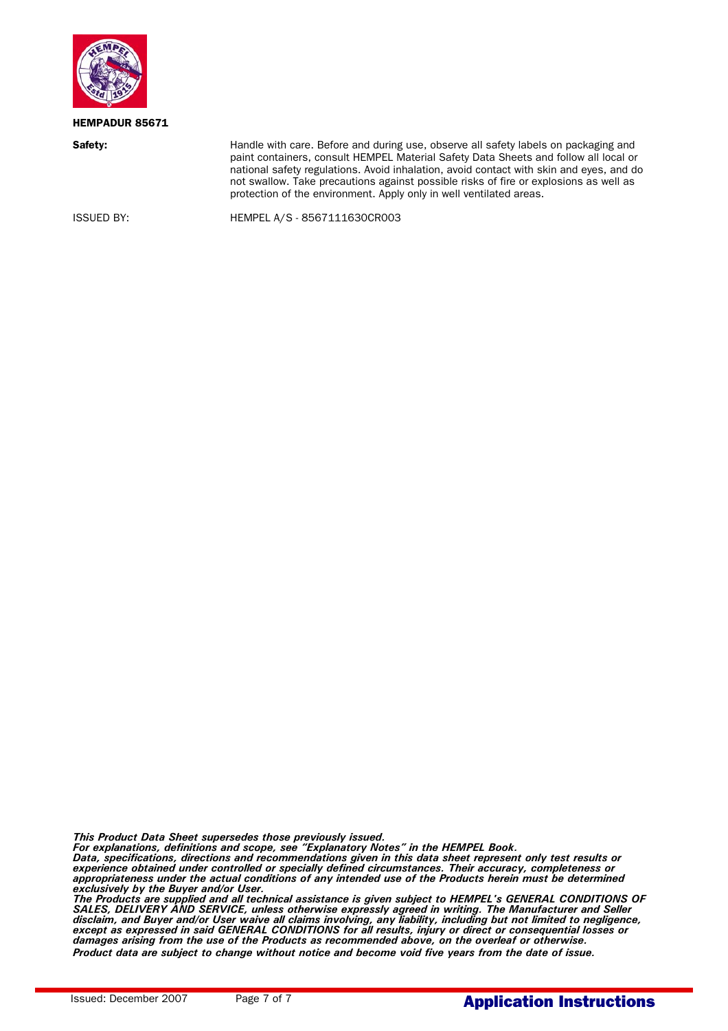**HEMPADUR 85671**

| | |
|---|---|
| **Safety:** | Handle with care. Before and during use, observe all safety labels on packaging and paint containers, consult HEMPEL Material Safety Data Sheets and follow all local or national safety regulations. Avoid inhalation, avoid contact with skin and eyes, and do not swallow. Take precautions against possible risks of fire or explosions as well as protection of the environment. Apply only in well ventilated areas. |
| ISSUED BY: | HEMPEL A/S - 8567111630CR003 |

***This Product Data Sheet supersedes those previously issued.***
***For explanations, definitions and scope, see "Explanatory Notes" in the HEMPEL Book.***
***Data, specifications, directions and recommendations given in this data sheet represent only test results or experience obtained under controlled or specially defined circumstances. Their accuracy, completeness or appropriateness under the actual conditions of any intended use of the Products herein must be determined exclusively by the Buyer and/or User.***
***The Products are supplied and all technical assistance is given subject to HEMPEL's GENERAL CONDITIONS OF SALES, DELIVERY AND SERVICE, unless otherwise expressly agreed in writing. The Manufacturer and Seller disclaim, and Buyer and/or User waive all claims involving, any liability, including but not limited to negligence, except as expressed in said GENERAL CONDITIONS for all results, injury or direct or consequential losses or damages arising from the use of the Products as recommended above, on the overleaf or otherwise.***
***Product data are subject to change without notice and become void five years from the date of issue.***

Issued: December 2007

**Application Instructions**